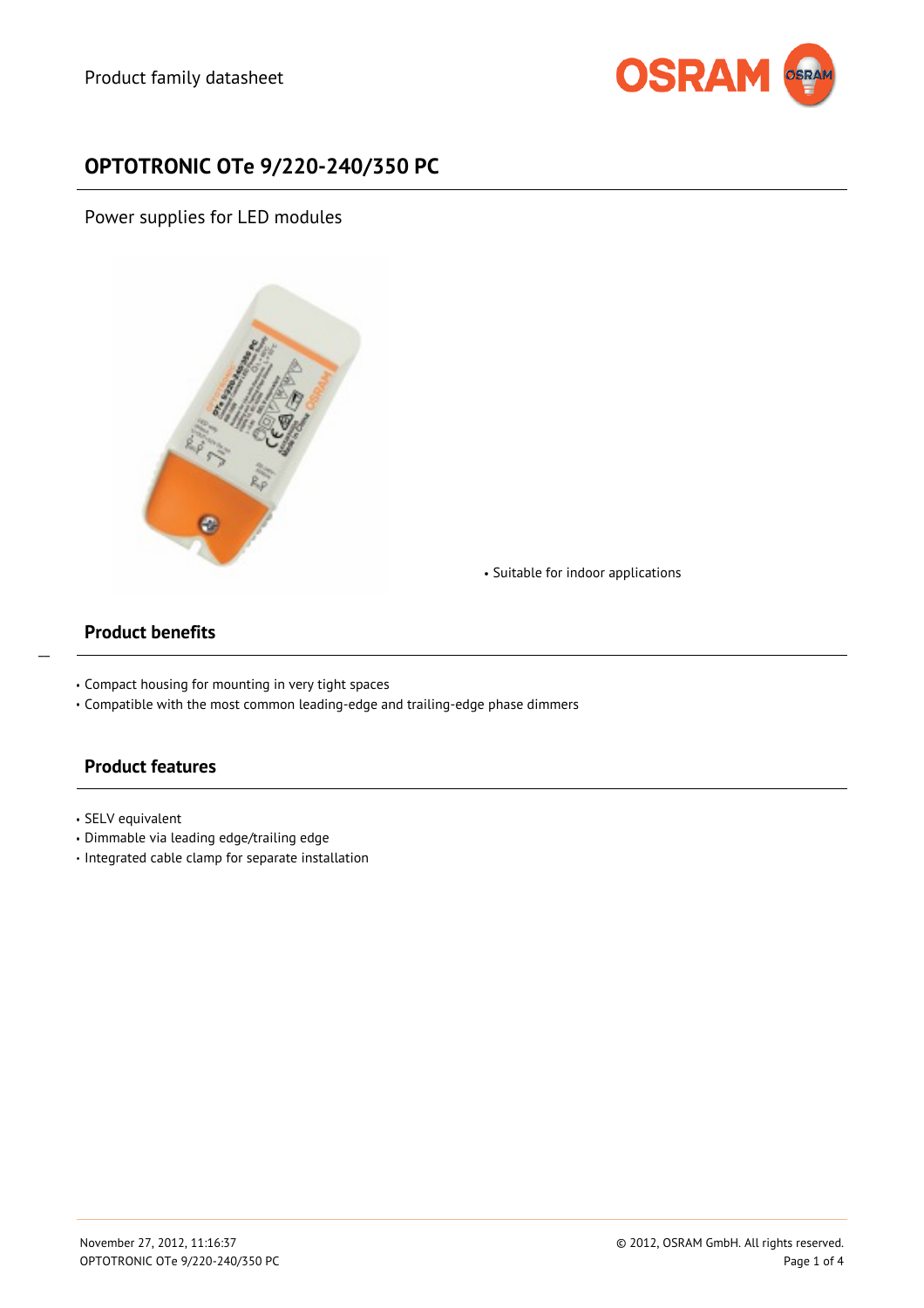Product family datasheet

# OPTOTRONIC OTe 9/220-240/350 PC

Power supplies for LED modules

- Suitable for indoor applications

## Product benefits

- Compact housing for mounting in very tight spaces
- Compatible with the most common leading-edge and trailing-edge phase dimmers

## Product features

- SELV equivalent
- Dimmable via leading edge/trailing edge
- Integrated cable clamp for separate installation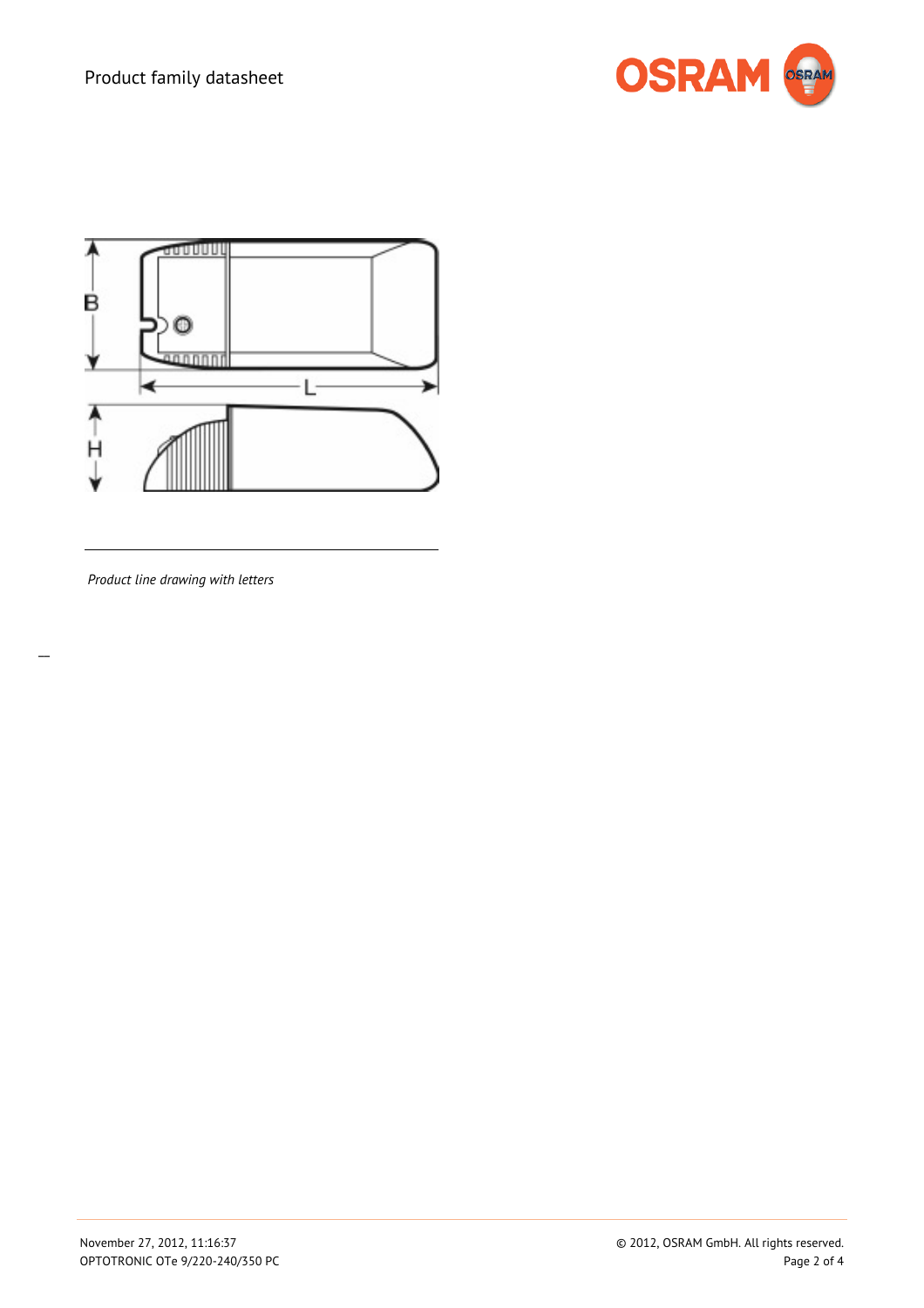*Product line drawing with letters*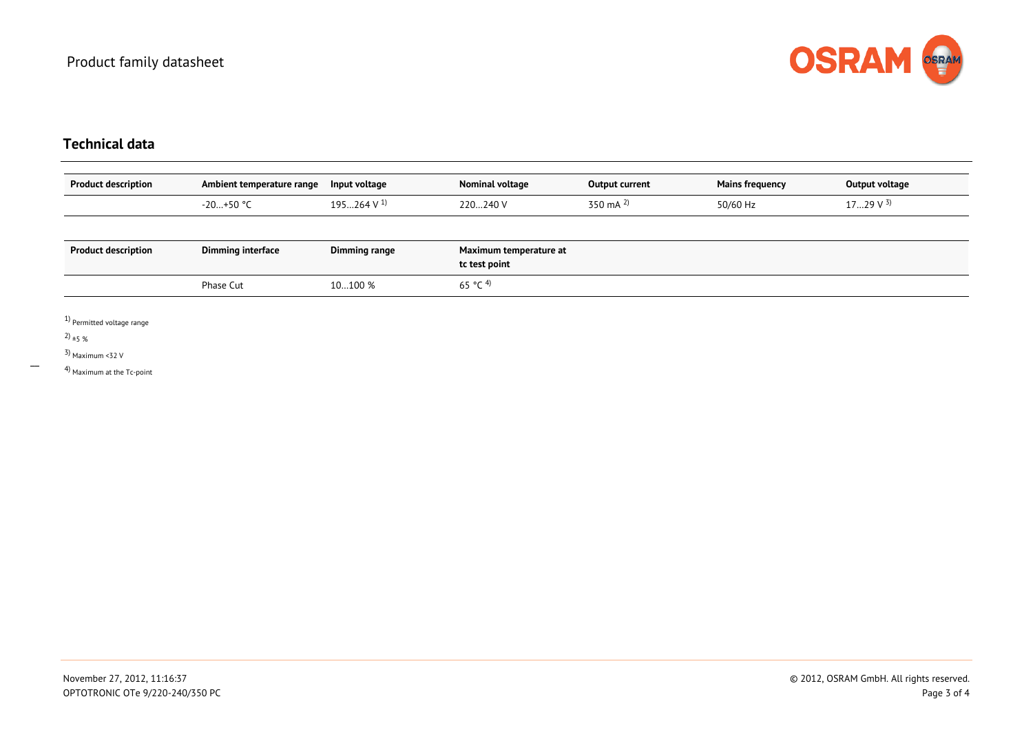## Technical data

| Product description | Ambient temperature range | Input voltage | Nominal voltage | Output current | Mains frequency | Output voltage |
|---|---|---|---|---|---|---|
| | -20…+50 °C | 195…264 V [1] | 220…240 V | 350 mA [2] | 50/60 Hz | 17…29 V [3] |

| Product description | Dimming interface | Dimming range | Maximum temperature at tc test point |
|---|---|---|---|
| | Phase Cut | 10…100 % | 65 °C [4] |

[1] Permitted voltage range

[2] ±5 %

[3] Maximum <32 V

[4] Maximum at the Tc-point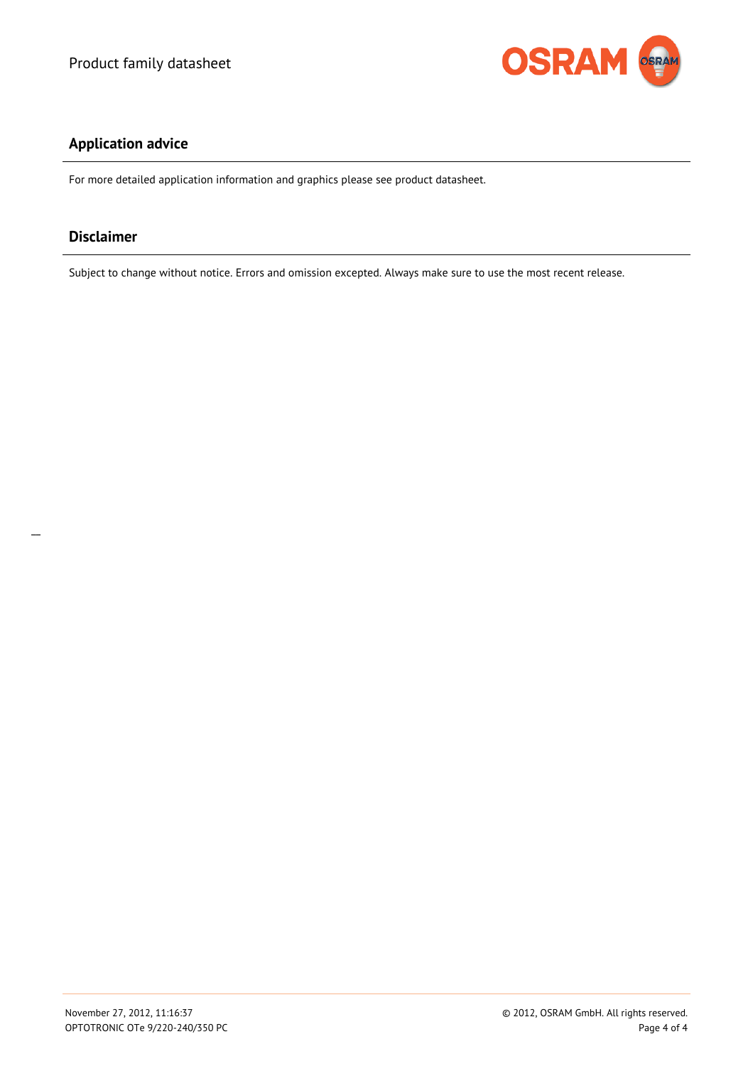## Application advice

For more detailed application information and graphics please see product datasheet.

## Disclaimer

Subject to change without notice. Errors and omission excepted. Always make sure to use the most recent release.